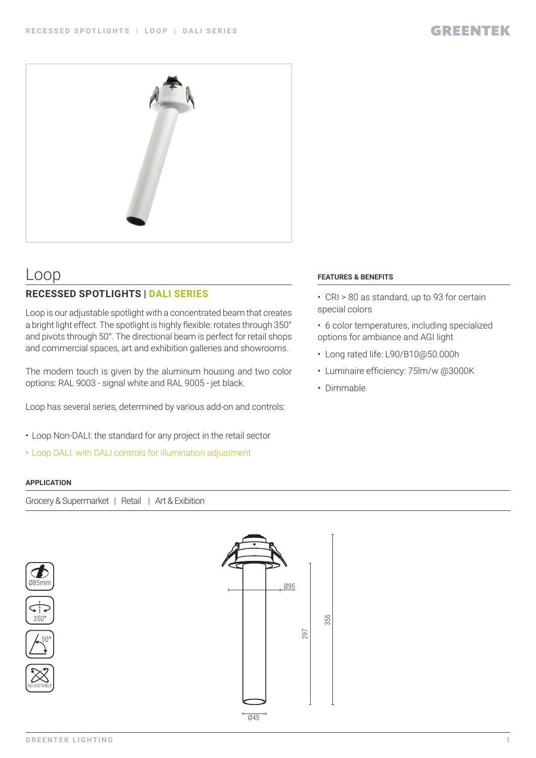# Loop

## RECESSED SPOTLIGHTS | DALI SERIES

Loop is our adjustable spotlight with a concentrated beam that creates a bright light effect. The spotlight is highly flexible: rotates through 350° and pivots through 50°. The directional beam is perfect for retail shops and commercial spaces, art and exhibition galleries and showrooms.

The modern touch is given by the aluminum housing and two color options: RAL 9003 - signal white and RAL 9005 - jet black.

Loop has several series, determined by various add-on and controls:

- Loop Non-DALI: the standard for any project in the retail sector
- Loop DALI: with DALI controls for illumination adjustment

#### FEATURES & BENEFITS

- CRI > 80 as standard, up to 93 for certain special colors
- 6 color temperatures, including specialized options for ambiance and AGI light
- Long rated life: L90/B10@50.000h
- Luminaire efficiency: 75lm/w @3000K
- Dimmable

#### APPLICATION

Grocery & Supermarket | Retail | Art & Exibition

Ø85mm

350°

50°

ADJUSTABLE

Ø95

297

356

Ø45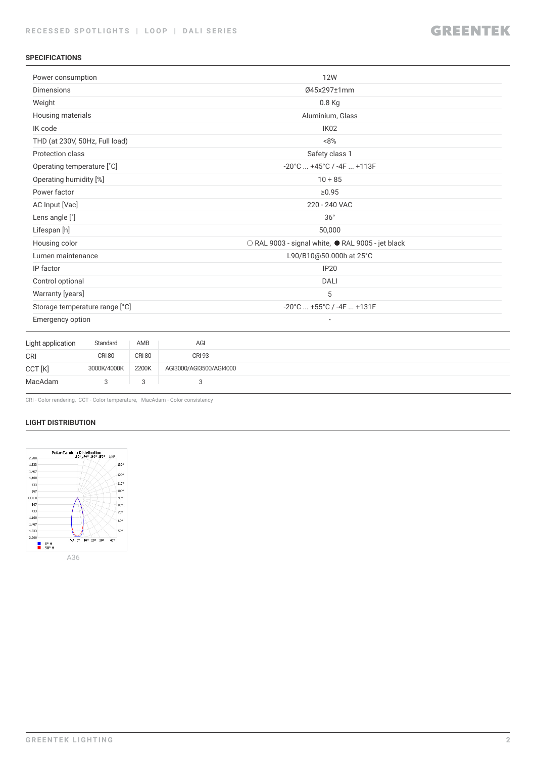## SPECIFICATIONS

| | |
|---|---|
| Power consumption | 12W |
| Dimensions | Ø45x297±1mm |
| Weight | 0.8 Kg |
| Housing materials | Aluminium, Glass |
| IK code | IK02 |
| THD (at 230V, 50Hz, Full load) | <8% |
| Protection class | Safety class 1 |
| Operating temperature [˚C] | -20°C ... +45°C / -4F ... +113F |
| Operating humidity [%] | 10 ÷ 85 |
| Power factor | ≥0.95 |
| AC Input [Vac] | 220 - 240 VAC |
| Lens angle [˚] | 36° |
| Lifespan [h] | 50,000 |
| Housing color | ○ RAL 9003 - signal white, ● RAL 9005 - jet black |
| Lumen maintenance | L90/B10@50.000h at 25°C |
| IP factor | IP20 |
| Control optional | DALI |
| Warranty [years] | 5 |
| Storage temperature range [°C] | -20°C ... +55°C / -4F ... +131F |
| Emergency option | - |

| Light application | Standard | AMB | AGI |
|---|---|---|---|
| CRI | CRI 80 | CRI 80 | CRI 93 |
| CCT [K] | 3000K/4000K | 2200K | AGI3000/AGI3500/AGI4000 |
| MacAdam | 3 | 3 | 3 |

CRI - Color rendering, CCT - Color temperature, MacAdam - Color consistency

## LIGHT DISTRIBUTION

A36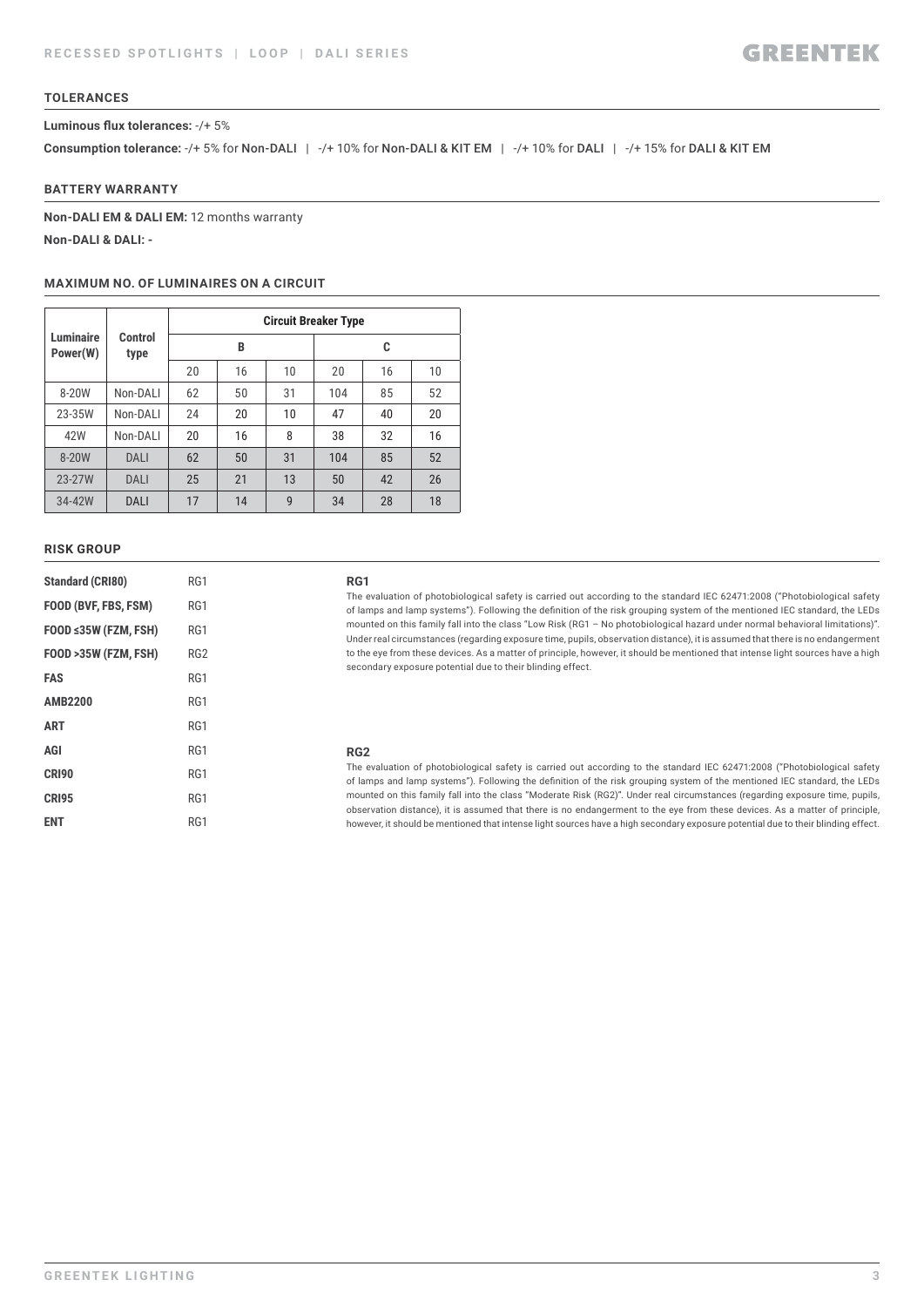## TOLERANCES

**Luminous flux tolerances:** -/+ 5%

**Consumption tolerance:** -/+ 5% for Non-DALI | -/+ 10% for Non-DALI & KIT EM | -/+ 10% for DALI | -/+ 15% for DALI & KIT EM

## BATTERY WARRANTY

**Non-DALI EM & DALI EM:** 12 months warranty

**Non-DALI & DALI:** -

## MAXIMUM NO. OF LUMINAIRES ON A CIRCUIT

| Luminaire Power(W) | Control type | Circuit Breaker Type | | | | | |
|---|---|---|---|---|---|---|---|
| | | B | | | C | | |
| | | 20 | 16 | 10 | 20 | 16 | 10 |
| 8-20W | Non-DALI | 62 | 50 | 31 | 104 | 85 | 52 |
| 23-35W | Non-DALI | 24 | 20 | 10 | 47 | 40 | 20 |
| 42W | Non-DALI | 20 | 16 | 8 | 38 | 32 | 16 |
| 8-20W | DALI | 62 | 50 | 31 | 104 | 85 | 52 |
| 23-27W | DALI | 25 | 21 | 13 | 50 | 42 | 26 |
| 34-42W | DALI | 17 | 14 | 9 | 34 | 28 | 18 |

## RISK GROUP

| | |
|---|---|
| **Standard (CRI80)** | RG1 |
| **FOOD (BVF, FBS, FSM)** | RG1 |
| **FOOD ≤35W (FZM, FSH)** | RG1 |
| **FOOD >35W (FZM, FSH)** | RG2 |
| **FAS** | RG1 |
| **AMB2200** | RG1 |
| **ART** | RG1 |
| **AGI** | RG1 |
| **CRI90** | RG1 |
| **CRI95** | RG1 |
| **ENT** | RG1 |

### RG1

The evaluation of photobiological safety is carried out according to the standard IEC 62471:2008 ("Photobiological safety of lamps and lamp systems"). Following the definition of the risk grouping system of the mentioned IEC standard, the LEDs mounted on this family fall into the class "Low Risk (RG1 – No photobiological hazard under normal behavioral limitations)". Under real circumstances (regarding exposure time, pupils, observation distance), it is assumed that there is no endangerment to the eye from these devices. As a matter of principle, however, it should be mentioned that intense light sources have a high secondary exposure potential due to their blinding effect.

### RG2

The evaluation of photobiological safety is carried out according to the standard IEC 62471:2008 ("Photobiological safety of lamps and lamp systems"). Following the definition of the risk grouping system of the mentioned IEC standard, the LEDs mounted on this family fall into the class "Moderate Risk (RG2)". Under real circumstances (regarding exposure time, pupils, observation distance), it is assumed that there is no endangerment to the eye from these devices. As a matter of principle, however, it should be mentioned that intense light sources have a high secondary exposure potential due to their blinding effect.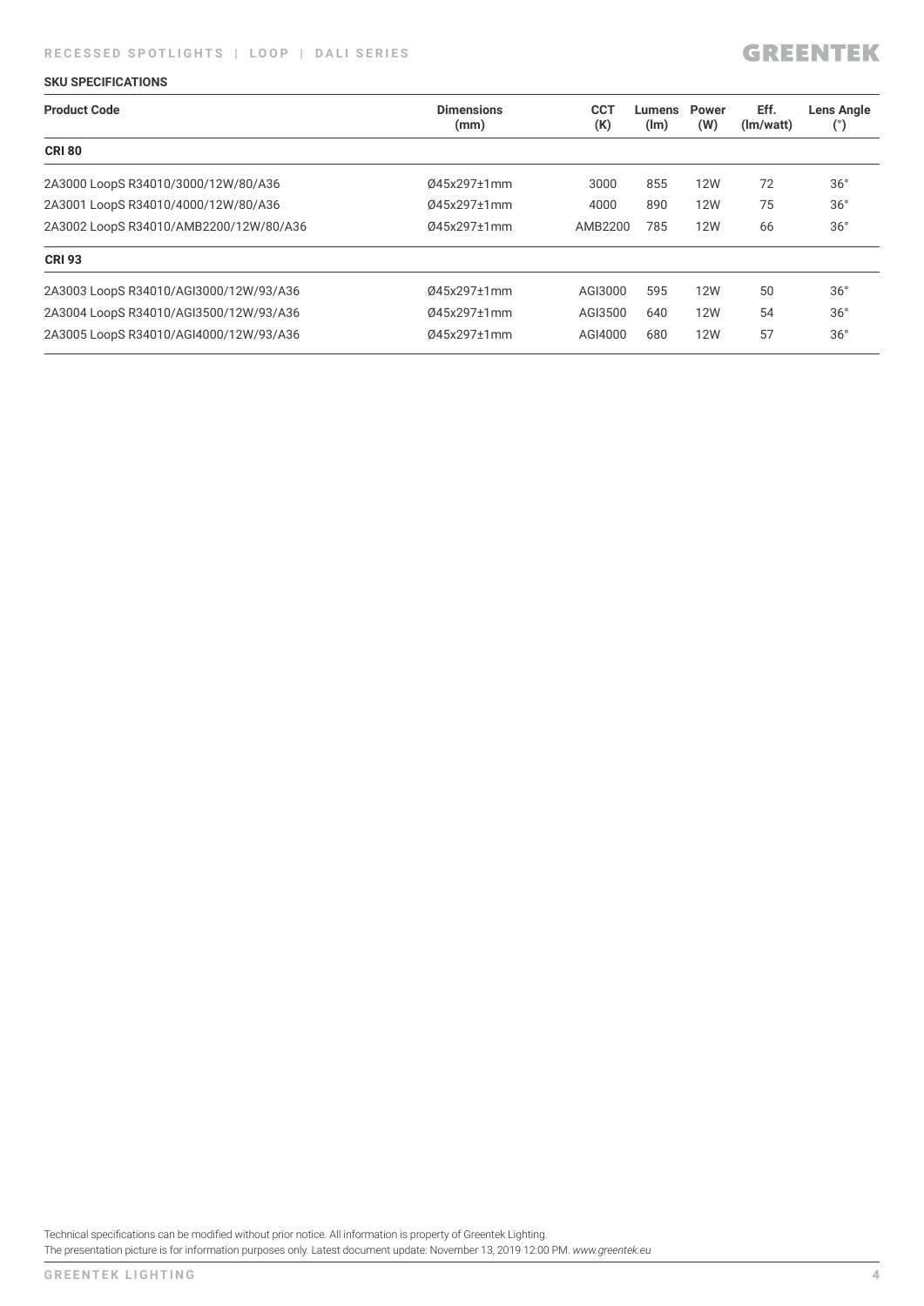## SKU SPECIFICATIONS

| Product Code | Dimensions (mm) | CCT (K) | Lumens (lm) | Power (W) | Eff. (lm/watt) | Lens Angle (°) |
|---|---|---|---|---|---|---|
| **CRI 80** | | | | | | |
| 2A3000 LoopS R34010/3000/12W/80/A36 | Ø45x297±1mm | 3000 | 855 | 12W | 72 | 36° |
| 2A3001 LoopS R34010/4000/12W/80/A36 | Ø45x297±1mm | 4000 | 890 | 12W | 75 | 36° |
| 2A3002 LoopS R34010/AMB2200/12W/80/A36 | Ø45x297±1mm | AMB2200 | 785 | 12W | 66 | 36° |
| **CRI 93** | | | | | | |
| 2A3003 LoopS R34010/AGI3000/12W/93/A36 | Ø45x297±1mm | AGI3000 | 595 | 12W | 50 | 36° |
| 2A3004 LoopS R34010/AGI3500/12W/93/A36 | Ø45x297±1mm | AGI3500 | 640 | 12W | 54 | 36° |
| 2A3005 LoopS R34010/AGI4000/12W/93/A36 | Ø45x297±1mm | AGI4000 | 680 | 12W | 57 | 36° |

Technical specifications can be modified without prior notice. All information is property of Greentek Lighting.
The presentation picture is for information purposes only. Latest document update: November 13, 2019 12:00 PM. *www.greentek.eu*